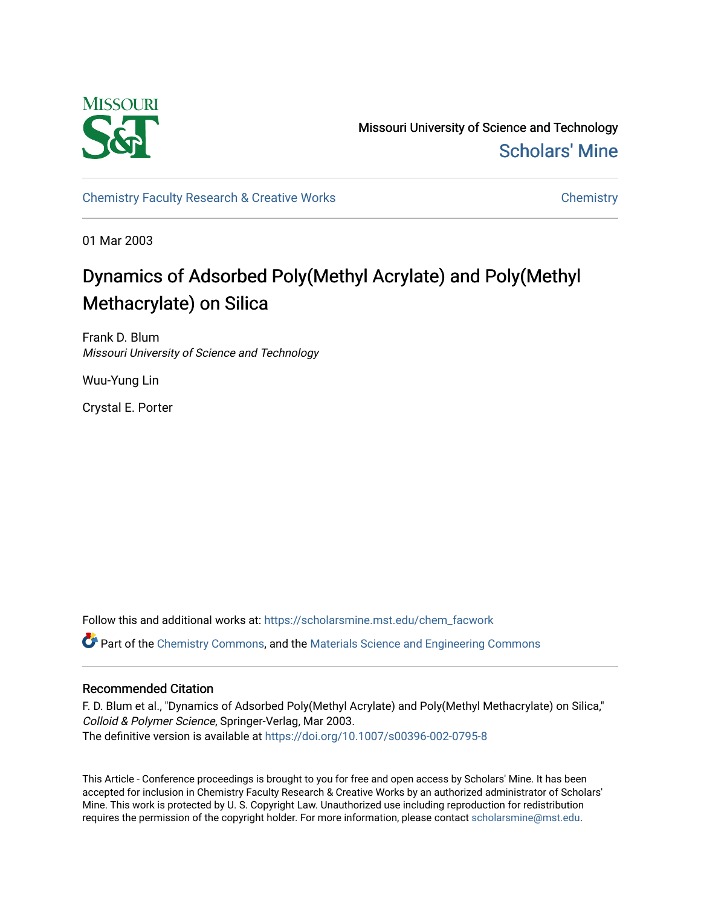Missouri University of Science and Technology
Scholars' Mine

Chemistry Faculty Research & Creative Works — Chemistry

01 Mar 2003

# Dynamics of Adsorbed Poly(Methyl Acrylate) and Poly(Methyl Methacrylate) on Silica

Frank D. Blum
*Missouri University of Science and Technology*

Wuu-Yung Lin

Crystal E. Porter

Follow this and additional works at: https://scholarsmine.mst.edu/chem_facwork

Part of the Chemistry Commons, and the Materials Science and Engineering Commons

## Recommended Citation

F. D. Blum et al., "Dynamics of Adsorbed Poly(Methyl Acrylate) and Poly(Methyl Methacrylate) on Silica," *Colloid & Polymer Science*, Springer-Verlag, Mar 2003.
The definitive version is available at https://doi.org/10.1007/s00396-002-0795-8

This Article - Conference proceedings is brought to you for free and open access by Scholars' Mine. It has been accepted for inclusion in Chemistry Faculty Research & Creative Works by an authorized administrator of Scholars' Mine. This work is protected by U. S. Copyright Law. Unauthorized use including reproduction for redistribution requires the permission of the copyright holder. For more information, please contact scholarsmine@mst.edu.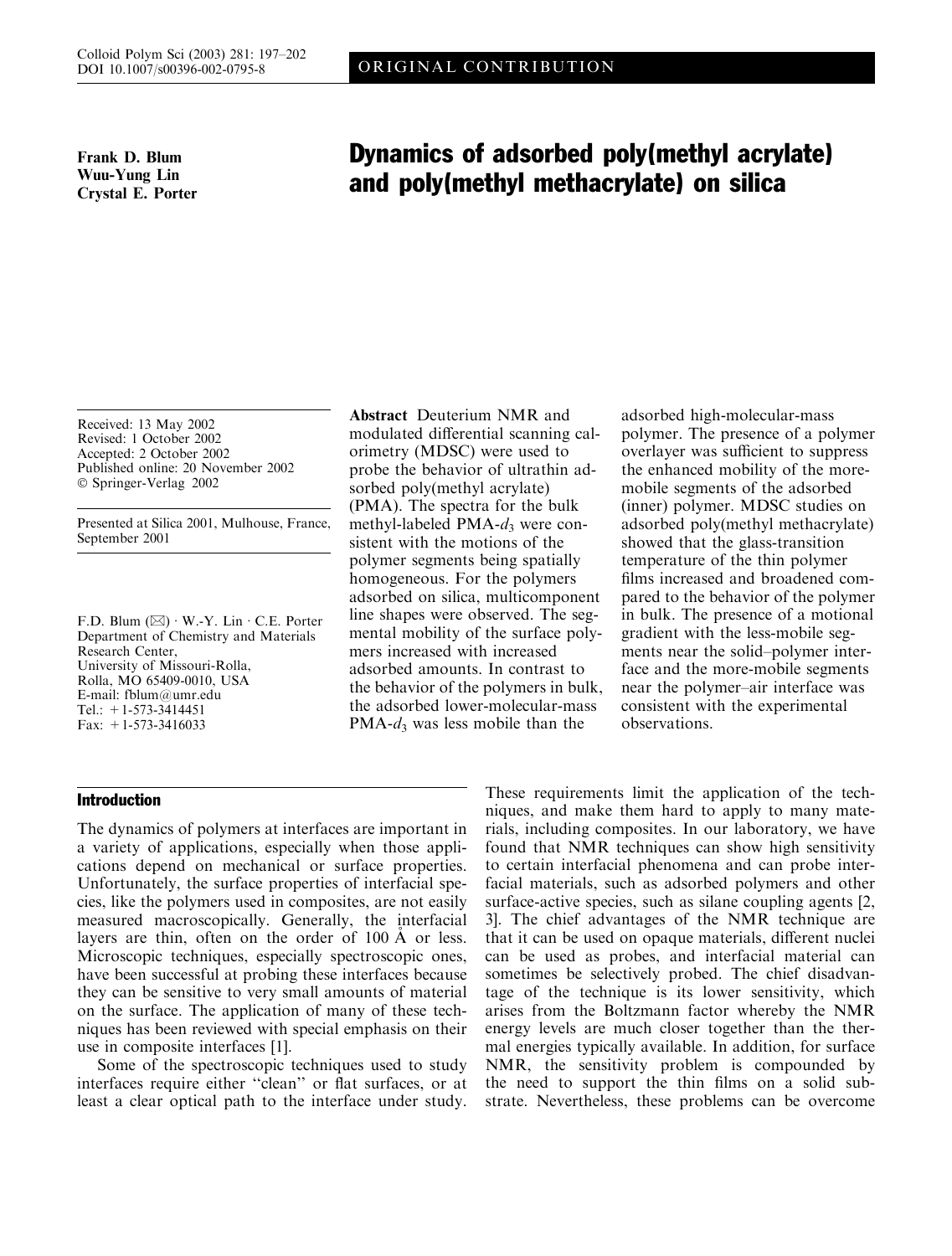# Dynamics of adsorbed poly(methyl acrylate) and poly(methyl methacrylate) on silica

**Frank D. Blum**
**Wuu-Yung Lin**
**Crystal E. Porter**

Received: 13 May 2002
Revised: 1 October 2002
Accepted: 2 October 2002
Published online: 20 November 2002
© Springer-Verlag 2002

Presented at Silica 2001, Mulhouse, France, September 2001

F.D. Blum (✉) · W.-Y. Lin · C.E. Porter
Department of Chemistry and Materials Research Center,
University of Missouri-Rolla,
Rolla, MO 65409-0010, USA
E-mail: fblum@umr.edu
Tel.: +1-573-3414451
Fax: +1-573-3416033

**Abstract** Deuterium NMR and modulated differential scanning calorimetry (MDSC) were used to probe the behavior of ultrathin adsorbed poly(methyl acrylate) (PMA). The spectra for the bulk methyl-labeled PMA-$d_3$ were consistent with the motions of the polymer segments being spatially homogeneous. For the polymers adsorbed on silica, multicomponent line shapes were observed. The segmental mobility of the surface polymers increased with increased adsorbed amounts. In contrast to the behavior of the polymers in bulk, the adsorbed lower-molecular-mass PMA-$d_3$ was less mobile than the adsorbed high-molecular-mass polymer. The presence of a polymer overlayer was sufficient to suppress the enhanced mobility of the more-mobile segments of the adsorbed (inner) polymer. MDSC studies on adsorbed poly(methyl methacrylate) showed that the glass-transition temperature of the thin polymer films increased and broadened compared to the behavior of the polymer in bulk. The presence of a motional gradient with the less-mobile segments near the solid–polymer interface and the more-mobile segments near the polymer–air interface was consistent with the experimental observations.

## Introduction

The dynamics of polymers at interfaces are important in a variety of applications, especially when those applications depend on mechanical or surface properties. Unfortunately, the surface properties of interfacial species, like the polymers used in composites, are not easily measured macroscopically. Generally, the interfacial layers are thin, often on the order of 100 Å or less. Microscopic techniques, especially spectroscopic ones, have been successful at probing these interfaces because they can be sensitive to very small amounts of material on the surface. The application of many of these techniques has been reviewed with special emphasis on their use in composite interfaces [1].

Some of the spectroscopic techniques used to study interfaces require either "clean" or flat surfaces, or at least a clear optical path to the interface under study. These requirements limit the application of the techniques, and make them hard to apply to many materials, including composites. In our laboratory, we have found that NMR techniques can show high sensitivity to certain interfacial phenomena and can probe interfacial materials, such as adsorbed polymers and other surface-active species, such as silane coupling agents [2, 3]. The chief advantages of the NMR technique are that it can be used on opaque materials, different nuclei can be used as probes, and interfacial material can sometimes be selectively probed. The chief disadvantage of the technique is its lower sensitivity, which arises from the Boltzmann factor whereby the NMR energy levels are much closer together than the thermal energies typically available. In addition, for surface NMR, the sensitivity problem is compounded by the need to support the thin films on a solid substrate. Nevertheless, these problems can be overcome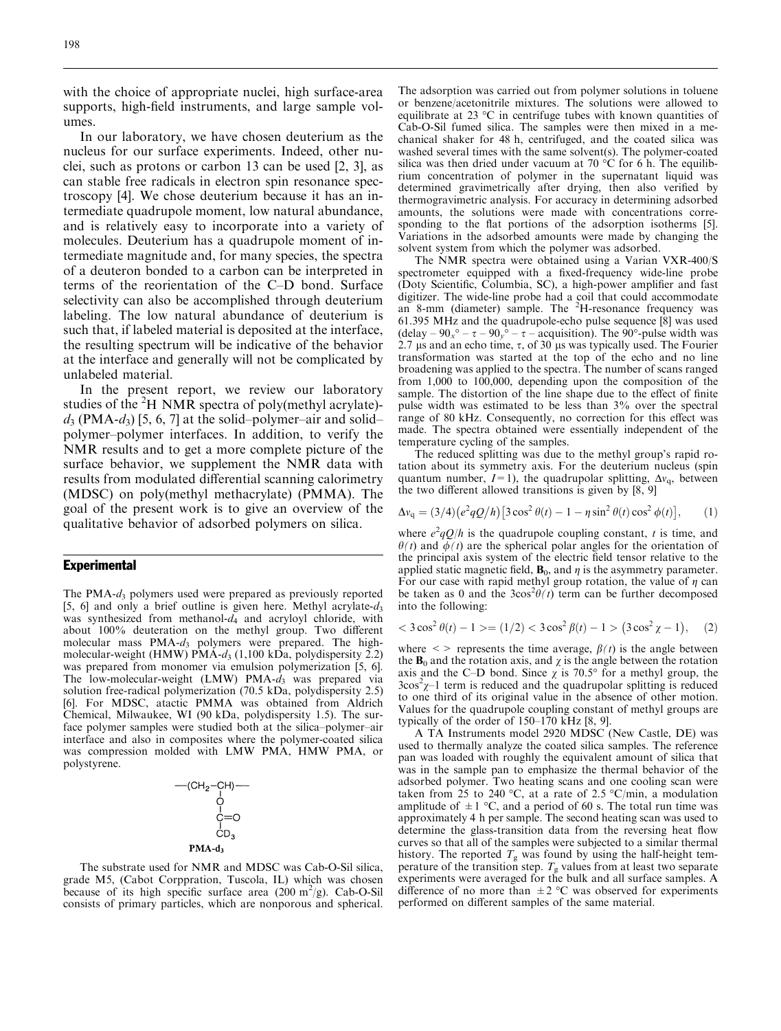with the choice of appropriate nuclei, high surface-area supports, high-field instruments, and large sample volumes.

In our laboratory, we have chosen deuterium as the nucleus for our surface experiments. Indeed, other nuclei, such as protons or carbon 13 can be used [2, 3], as can stable free radicals in electron spin resonance spectroscopy [4]. We chose deuterium because it has an intermediate quadrupole moment, low natural abundance, and is relatively easy to incorporate into a variety of molecules. Deuterium has a quadrupole moment of intermediate magnitude and, for many species, the spectra of a deuteron bonded to a carbon can be interpreted in terms of the reorientation of the C–D bond. Surface selectivity can also be accomplished through deuterium labeling. The low natural abundance of deuterium is such that, if labeled material is deposited at the interface, the resulting spectrum will be indicative of the behavior at the interface and generally will not be complicated by unlabeled material.

In the present report, we review our laboratory studies of the $^{2}$H NMR spectra of poly(methyl acrylate)-$d_3$ (PMA-$d_3$) [5, 6, 7] at the solid–polymer–air and solid–polymer–polymer interfaces. In addition, to verify the NMR results and to get a more complete picture of the surface behavior, we supplement the NMR data with results from modulated differential scanning calorimetry (MDSC) on poly(methyl methacrylate) (PMMA). The goal of the present work is to give an overview of the qualitative behavior of adsorbed polymers on silica.

## Experimental

The PMA-$d_3$ polymers used were prepared as previously reported [5, 6] and only a brief outline is given here. Methyl acrylate-$d_3$ was synthesized from methanol-$d_4$ and acryloyl chloride, with about 100% deuteration on the methyl group. Two different molecular mass PMA-$d_3$ polymers were prepared. The high-molecular-weight (HMW) PMA-$d_3$ (1,100 kDa, polydispersity 2.2) was prepared from monomer via emulsion polymerization [5, 6]. The low-molecular-weight (LMW) PMA-$d_3$ was prepared via solution free-radical polymerization (70.5 kDa, polydispersity 2.5) [6]. For MDSC, atactic PMMA was obtained from Aldrich Chemical, Milwaukee, WI (90 kDa, polydispersity 1.5). The surface polymer samples were studied both at the silica–polymer–air interface and also in composites where the polymer-coated silica was compression molded with LMW PMA, HMW PMA, or polystyrene.

—(CH$_2$–CH)—
 |
 O
 |
 C=O
 |
 CD$_3$

**PMA-d$_3$**

The substrate used for NMR and MDSC was Cab-O-Sil silica, grade M5, (Cabot Corpration, Tuscola, IL) which was chosen because of its high specific surface area (200 m$^2$/g). Cab-O-Sil consists of primary particles, which are nonporous and spherical. The adsorption was carried out from polymer solutions in toluene or benzene/acetonitrile mixtures. The solutions were allowed to equilibrate at 23 °C in centrifuge tubes with known quantities of Cab-O-Sil fumed silica. The samples were then mixed in a mechanical shaker for 48 h, centrifuged, and the coated silica was washed several times with the same solvent(s). The polymer-coated silica was then dried under vacuum at 70 °C for 6 h. The equilibrium concentration of polymer in the supernatant liquid was determined gravimetrically after drying, then also verified by thermogravimetric analysis. For accuracy in determining adsorbed amounts, the solutions were made with concentrations corresponding to the flat portions of the adsorption isotherms [5]. Variations in the adsorbed amounts were made by changing the solvent system from which the polymer was adsorbed.

The NMR spectra were obtained using a Varian VXR-400/S spectrometer equipped with a fixed-frequency wide-line probe (Doty Scientific, Columbia, SC), a high-power amplifier and fast digitizer. The wide-line probe had a coil that could accommodate an 8-mm (diameter) sample. The $^{2}$H-resonance frequency was 61.395 MHz and the quadrupole-echo pulse sequence [8] was used (delay – $90_x$° – $\tau$ – $90_y$° – $\tau$ – acquisition). The 90°-pulse width was 2.7 μs and an echo time, $\tau$, of 30 μs was typically used. The Fourier transformation was started at the top of the echo and no line broadening was applied to the spectra. The number of scans ranged from 1,000 to 100,000, depending upon the composition of the sample. The distortion of the line shape due to the effect of finite pulse width was estimated to be less than 3% over the spectral range of 80 kHz. Consequently, no correction for this effect was made. The spectra obtained were essentially independent of the temperature cycling of the samples.

The reduced splitting was due to the methyl group's rapid rotation about its symmetry axis. For the deuterium nucleus (spin quantum number, $I=1$), the quadrupolar splitting, $\Delta\nu_q$, between the two different allowed transitions is given by [8, 9]

$$\Delta\nu_q = (3/4)\left(e^2qQ/h\right)\left[3\cos^2\theta(t) - 1 - \eta\sin^2\theta(t)\cos^2\phi(t)\right], \qquad (1)$$

where $e^2qQ/h$ is the quadrupole coupling constant, $t$ is time, and $\theta(t)$ and $\phi(t)$ are the spherical polar angles for the orientation of the principal axis system of the electric field tensor relative to the applied static magnetic field, $\mathbf{B}_0$, and $\eta$ is the asymmetry parameter. For our case with rapid methyl group rotation, the value of $\eta$ can be taken as 0 and the $3\cos^2\theta(t)$ term can be further decomposed into the following:

$$< 3\cos^2\theta(t) - 1 >= (1/2) < 3\cos^2\beta(t) - 1 > \left(3\cos^2\chi - 1\right), \qquad (2)$$

where $< >$ represents the time average, $\beta(t)$ is the angle between the $\mathbf{B}_0$ and the rotation axis, and $\chi$ is the angle between the rotation axis and the C–D bond. Since $\chi$ is 70.5° for a methyl group, the $3\cos^2\chi$–1 term is reduced and the quadrupolar splitting is reduced to one third of its original value in the absence of other motion. Values for the quadrupole coupling constant of methyl groups are typically of the order of 150–170 kHz [8, 9].

A TA Instruments model 2920 MDSC (New Castle, DE) was used to thermally analyze the coated silica samples. The reference pan was loaded with roughly the equivalent amount of silica that was in the sample pan to emphasize the thermal behavior of the adsorbed polymer. Two heating scans and one cooling scan were taken from 25 to 240 °C, at a rate of 2.5 °C/min, a modulation amplitude of ±1 °C, and a period of 60 s. The total run time was approximately 4 h per sample. The second heating scan was used to determine the glass-transition data from the reversing heat flow curves so that all of the samples were subjected to a similar thermal history. The reported $T_g$ was found by using the half-height temperature of the transition step. $T_g$ values from at least two separate experiments were averaged for the bulk and all surface samples. A difference of no more than ±2 °C was observed for experiments performed on different samples of the same material.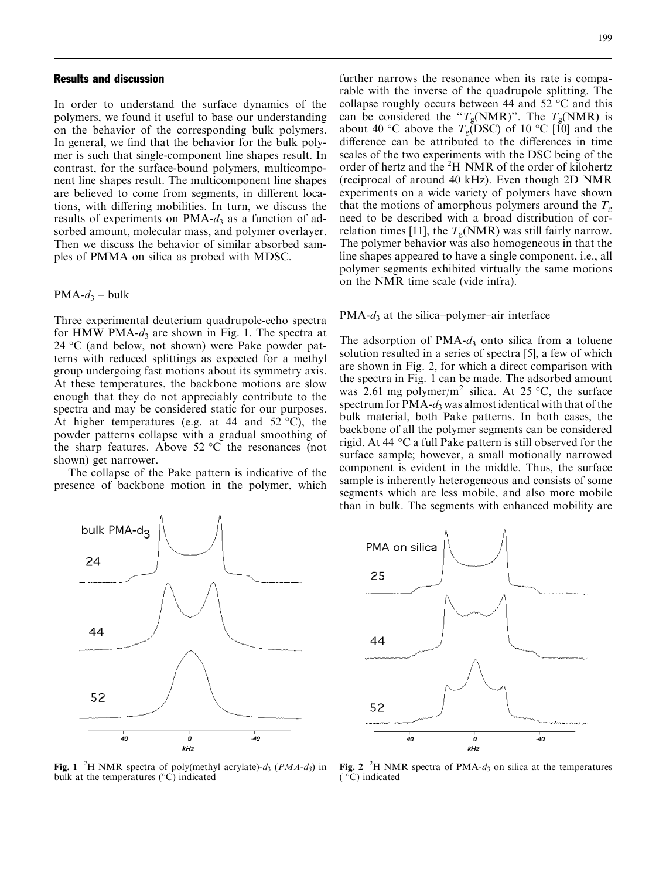## Results and discussion

In order to understand the surface dynamics of the polymers, we found it useful to base our understanding on the behavior of the corresponding bulk polymers. In general, we find that the behavior for the bulk polymer is such that single-component line shapes result. In contrast, for the surface-bound polymers, multicomponent line shapes result. The multicomponent line shapes are believed to come from segments, in different locations, with differing mobilities. In turn, we discuss the results of experiments on PMA-$d_3$ as a function of adsorbed amount, molecular mass, and polymer overlayer. Then we discuss the behavior of similar absorbed samples of PMMA on silica as probed with MDSC.

### PMA-$d_3$ – bulk

Three experimental deuterium quadrupole-echo spectra for HMW PMA-$d_3$ are shown in Fig. 1. The spectra at 24 °C (and below, not shown) were Pake powder patterns with reduced splittings as expected for a methyl group undergoing fast motions about its symmetry axis. At these temperatures, the backbone motions are slow enough that they do not appreciably contribute to the spectra and may be considered static for our purposes. At higher temperatures (e.g. at 44 and 52 °C), the powder patterns collapse with a gradual smoothing of the sharp features. Above 52 °C the resonances (not shown) get narrower.

The collapse of the Pake pattern is indicative of the presence of backbone motion in the polymer, which further narrows the resonance when its rate is comparable with the inverse of the quadrupole splitting. The collapse roughly occurs between 44 and 52 °C and this can be considered the "$T_g$(NMR)". The $T_g$(NMR) is about 40 °C above the $T_g$(DSC) of 10 °C [10] and the difference can be attributed to the differences in time scales of the two experiments with the DSC being of the order of hertz and the $^2$H NMR of the order of kilohertz (reciprocal of around 40 kHz). Even though 2D NMR experiments on a wide variety of polymers have shown that the motions of amorphous polymers around the $T_g$ need to be described with a broad distribution of correlation times [11], the $T_g$(NMR) was still fairly narrow. The polymer behavior was also homogeneous in that the line shapes appeared to have a single component, i.e., all polymer segments exhibited virtually the same motions on the NMR time scale (vide infra).

### PMA-$d_3$ at the silica–polymer–air interface

The adsorption of PMA-$d_3$ onto silica from a toluene solution resulted in a series of spectra [5], a few of which are shown in Fig. 2, for which a direct comparison with the spectra in Fig. 1 can be made. The adsorbed amount was 2.61 mg polymer/m$^2$ silica. At 25 °C, the surface spectrum for PMA-$d_3$ was almost identical with that of the bulk material, both Pake patterns. In both cases, the backbone of all the polymer segments can be considered rigid. At 44 °C a full Pake pattern is still observed for the surface sample; however, a small motionally narrowed component is evident in the middle. Thus, the surface sample is inherently heterogeneous and consists of some segments which are less mobile, and also more mobile than in bulk. The segments with enhanced mobility are

**Fig. 1** $^2$H NMR spectra of poly(methyl acrylate)-$d_3$ (*PMA-$d_3$*) in bulk at the temperatures (°C) indicated

**Fig. 2** $^2$H NMR spectra of PMA-$d_3$ on silica at the temperatures (°C) indicated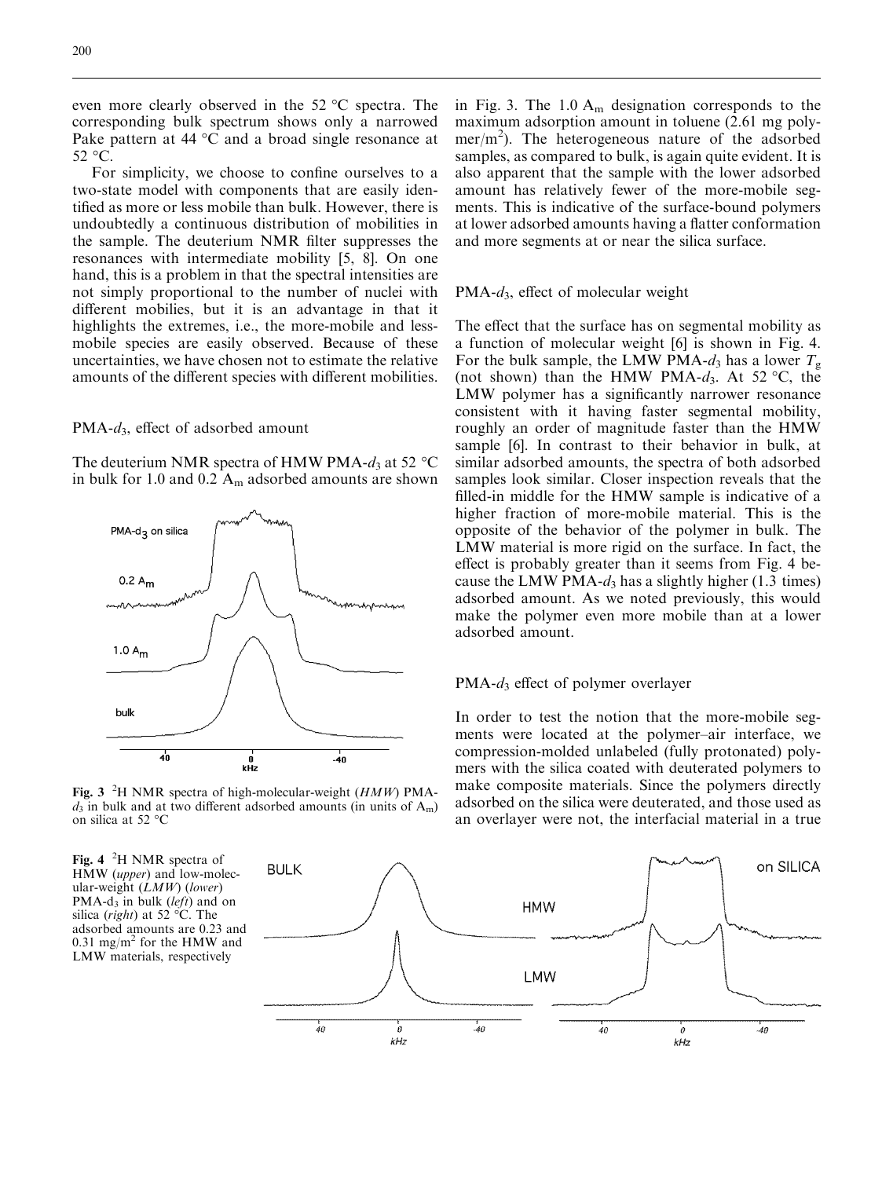even more clearly observed in the 52 °C spectra. The corresponding bulk spectrum shows only a narrowed Pake pattern at 44 °C and a broad single resonance at 52 °C.

For simplicity, we choose to confine ourselves to a two-state model with components that are easily identified as more or less mobile than bulk. However, there is undoubtedly a continuous distribution of mobilities in the sample. The deuterium NMR filter suppresses the resonances with intermediate mobility [5, 8]. On one hand, this is a problem in that the spectral intensities are not simply proportional to the number of nuclei with different mobilities, but it is an advantage in that it highlights the extremes, i.e., the more-mobile and less-mobile species are easily observed. Because of these uncertainties, we have chosen not to estimate the relative amounts of the different species with different mobilities.

## PMA-$d_3$, effect of adsorbed amount

The deuterium NMR spectra of HMW PMA-$d_3$ at 52 °C in bulk for 1.0 and 0.2 $A_m$ adsorbed amounts are shown in Fig. 3. The 1.0 $A_m$ designation corresponds to the maximum adsorption amount in toluene (2.61 mg polymer/m$^2$). The heterogeneous nature of the adsorbed samples, as compared to bulk, is again quite evident. It is also apparent that the sample with the lower adsorbed amount has relatively fewer of the more-mobile segments. This is indicative of the surface-bound polymers at lower adsorbed amounts having a flatter conformation and more segments at or near the silica surface.

**Fig. 3** $^2$H NMR spectra of high-molecular-weight (*HMW*) PMA-$d_3$ in bulk and at two different adsorbed amounts (in units of $A_m$) on silica at 52 °C

## PMA-$d_3$, effect of molecular weight

The effect that the surface has on segmental mobility as a function of molecular weight [6] is shown in Fig. 4. For the bulk sample, the LMW PMA-$d_3$ has a lower $T_g$ (not shown) than the HMW PMA-$d_3$. At 52 °C, the LMW polymer has a significantly narrower resonance consistent with it having faster segmental mobility, roughly an order of magnitude faster than the HMW sample [6]. In contrast to their behavior in bulk, at similar adsorbed amounts, the spectra of both adsorbed samples look similar. Closer inspection reveals that the filled-in middle for the HMW sample is indicative of a higher fraction of more-mobile material. This is the opposite of the behavior of the polymer in bulk. The LMW material is more rigid on the surface. In fact, the effect is probably greater than it seems from Fig. 4 because the LMW PMA-$d_3$ has a slightly higher (1.3 times) adsorbed amount. As we noted previously, this would make the polymer even more mobile than at a lower adsorbed amount.

## PMA-$d_3$ effect of polymer overlayer

In order to test the notion that the more-mobile segments were located at the polymer–air interface, we compression-molded unlabeled (fully protonated) polymers with the silica coated with deuterated polymers to make composite materials. Since the polymers directly adsorbed on the silica were deuterated, and those used as an overlayer were not, the interfacial material in a true

**Fig. 4** $^2$H NMR spectra of HMW (*upper*) and low-molecular-weight (*LMW*) (*lower*) PMA-$d_3$ in bulk (*left*) and on silica (*right*) at 52 °C. The adsorbed amounts are 0.23 and 0.31 mg/m$^2$ for the HMW and LMW materials, respectively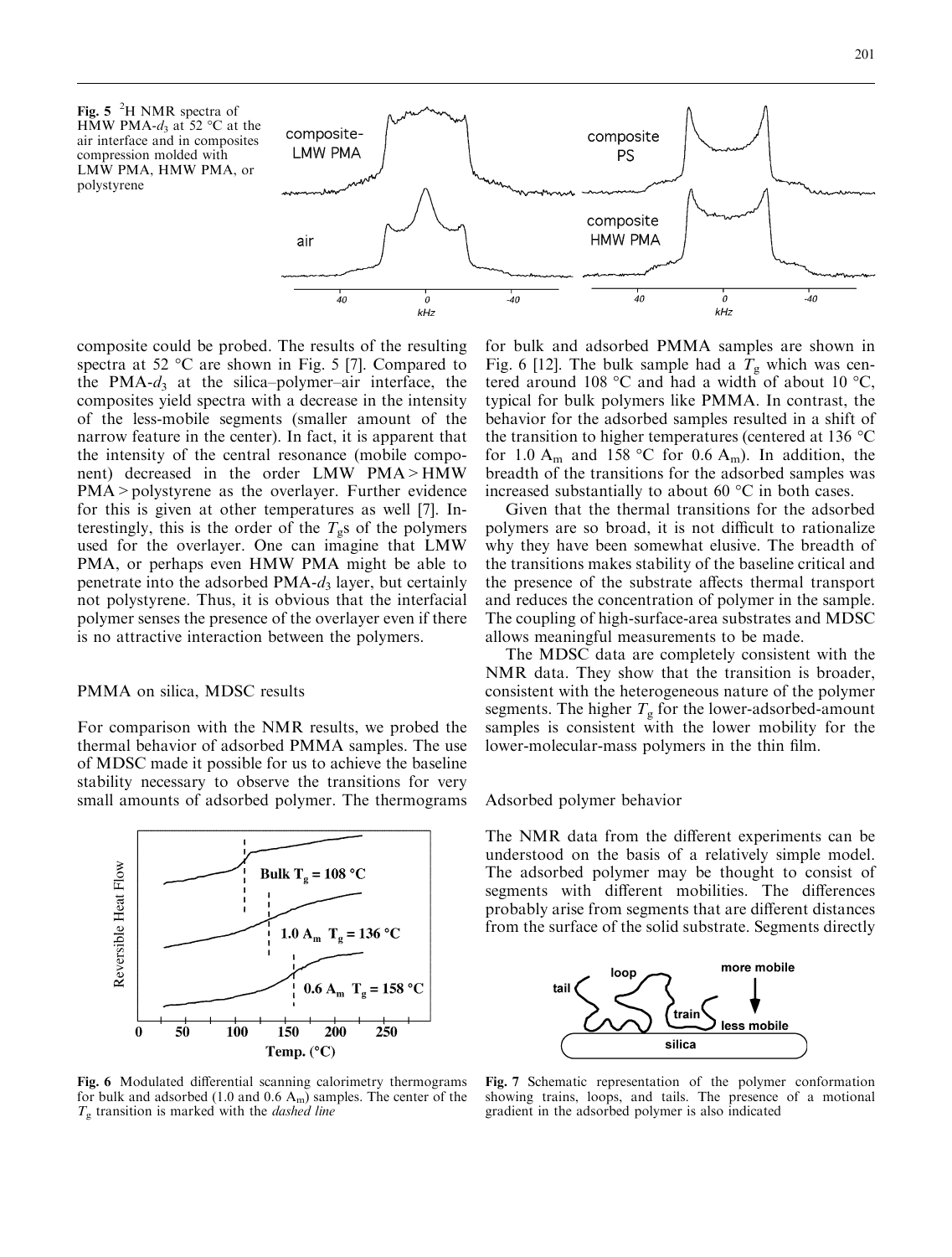**Fig. 5** $^2H$ NMR spectra of HMW PMA-$d_3$ at 52 °C at the air interface and in composites compression molded with LMW PMA, HMW PMA, or polystyrene

composite could be probed. The results of the resulting spectra at 52 °C are shown in Fig. 5 [7]. Compared to the PMA-$d_3$ at the silica–polymer–air interface, the composites yield spectra with a decrease in the intensity of the less-mobile segments (smaller amount of the narrow feature in the center). In fact, it is apparent that the intensity of the central resonance (mobile component) decreased in the order LMW PMA > HMW PMA > polystyrene as the overlayer. Further evidence for this is given at other temperatures as well [7]. Interestingly, this is the order of the $T_g$s of the polymers used for the overlayer. One can imagine that LMW PMA, or perhaps even HMW PMA might be able to penetrate into the adsorbed PMA-$d_3$ layer, but certainly not polystyrene. Thus, it is obvious that the interfacial polymer senses the presence of the overlayer even if there is no attractive interaction between the polymers.

## PMMA on silica, MDSC results

For comparison with the NMR results, we probed the thermal behavior of adsorbed PMMA samples. The use of MDSC made it possible for us to achieve the baseline stability necessary to observe the transitions for very small amounts of adsorbed polymer. The thermograms for bulk and adsorbed PMMA samples are shown in Fig. 6 [12]. The bulk sample had a $T_g$ which was centered around 108 °C and had a width of about 10 °C, typical for bulk polymers like PMMA. In contrast, the behavior for the adsorbed samples resulted in a shift of the transition to higher temperatures (centered at 136 °C for 1.0 $A_m$ and 158 °C for 0.6 $A_m$). In addition, the breadth of the transitions for the adsorbed samples was increased substantially to about 60 °C in both cases.

Given that the thermal transitions for the adsorbed polymers are so broad, it is not difficult to rationalize why they have been somewhat elusive. The breadth of the transitions makes stability of the baseline critical and the presence of the substrate affects thermal transport and reduces the concentration of polymer in the sample. The coupling of high-surface-area substrates and MDSC allows meaningful measurements to be made.

The MDSC data are completely consistent with the NMR data. They show that the transition is broader, consistent with the heterogeneous nature of the polymer segments. The higher $T_g$ for the lower-adsorbed-amount samples is consistent with the lower mobility for the lower-molecular-mass polymers in the thin film.

**Fig. 6** Modulated differential scanning calorimetry thermograms for bulk and adsorbed (1.0 and 0.6 $A_m$) samples. The center of the $T_g$ transition is marked with the *dashed line*

## Adsorbed polymer behavior

The NMR data from the different experiments can be understood on the basis of a relatively simple model. The adsorbed polymer may be thought to consist of segments with different mobilities. The differences probably arise from segments that are different distances from the surface of the solid substrate. Segments directly

**Fig. 7** Schematic representation of the polymer conformation showing trains, loops, and tails. The presence of a motional gradient in the adsorbed polymer is also indicated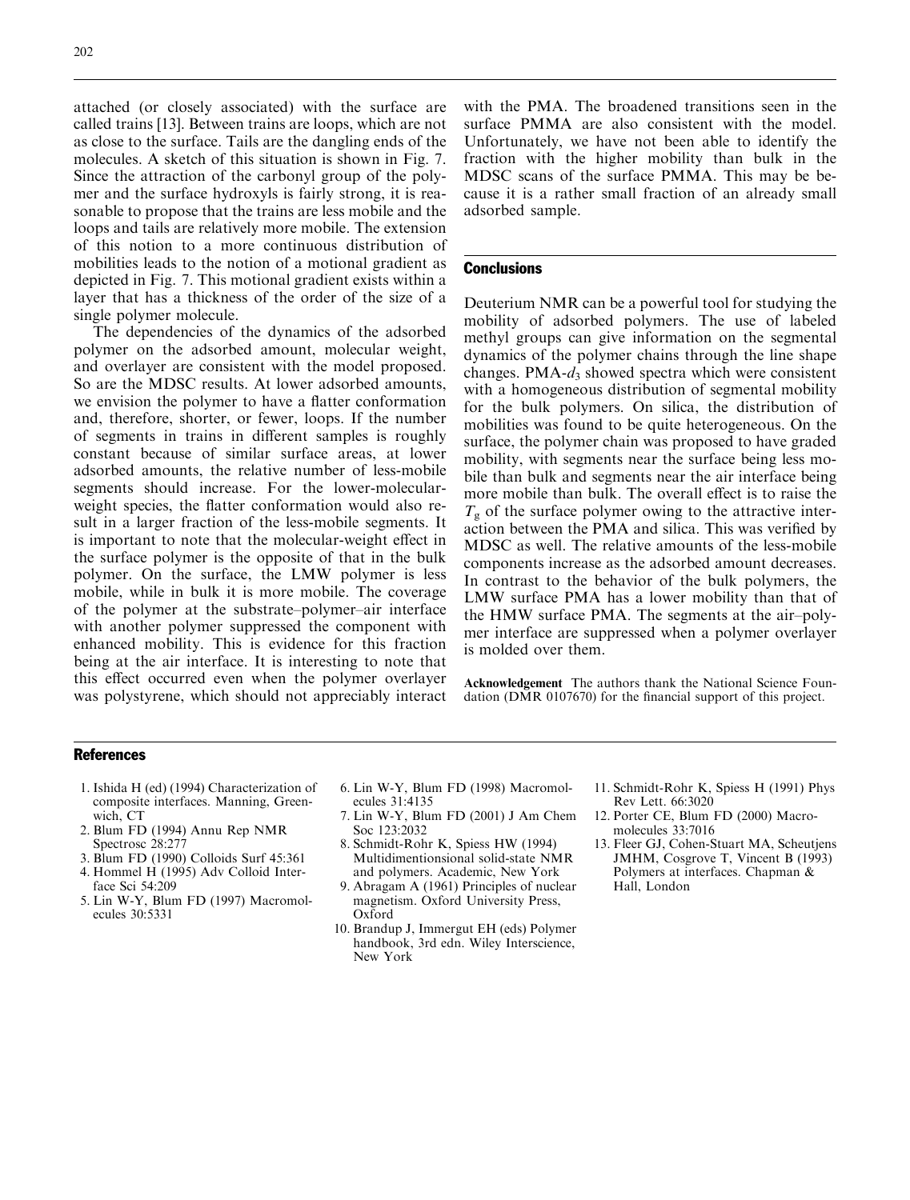attached (or closely associated) with the surface are called trains [13]. Between trains are loops, which are not as close to the surface. Tails are the dangling ends of the molecules. A sketch of this situation is shown in Fig. 7. Since the attraction of the carbonyl group of the polymer and the surface hydroxyls is fairly strong, it is reasonable to propose that the trains are less mobile and the loops and tails are relatively more mobile. The extension of this notion to a more continuous distribution of mobilities leads to the notion of a motional gradient as depicted in Fig. 7. This motional gradient exists within a layer that has a thickness of the order of the size of a single polymer molecule.

The dependencies of the dynamics of the adsorbed polymer on the adsorbed amount, molecular weight, and overlayer are consistent with the model proposed. So are the MDSC results. At lower adsorbed amounts, we envision the polymer to have a flatter conformation and, therefore, shorter, or fewer, loops. If the number of segments in trains in different samples is roughly constant because of similar surface areas, at lower adsorbed amounts, the relative number of less-mobile segments should increase. For the lower-molecular-weight species, the flatter conformation would also result in a larger fraction of the less-mobile segments. It is important to note that the molecular-weight effect in the surface polymer is the opposite of that in the bulk polymer. On the surface, the LMW polymer is less mobile, while in bulk it is more mobile. The coverage of the polymer at the substrate–polymer–air interface with another polymer suppressed the component with enhanced mobility. This is evidence for this fraction being at the air interface. It is interesting to note that this effect occurred even when the polymer overlayer was polystyrene, which should not appreciably interact with the PMA. The broadened transitions seen in the surface PMMA are also consistent with the model. Unfortunately, we have not been able to identify the fraction with the higher mobility than bulk in the MDSC scans of the surface PMMA. This may be because it is a rather small fraction of an already small adsorbed sample.

## Conclusions

Deuterium NMR can be a powerful tool for studying the mobility of adsorbed polymers. The use of labeled methyl groups can give information on the segmental dynamics of the polymer chains through the line shape changes. PMA-$d_3$ showed spectra which were consistent with a homogeneous distribution of segmental mobility for the bulk polymers. On silica, the distribution of mobilities was found to be quite heterogeneous. On the surface, the polymer chain was proposed to have graded mobility, with segments near the surface being less mobile than bulk and segments near the air interface being more mobile than bulk. The overall effect is to raise the $T_g$ of the surface polymer owing to the attractive interaction between the PMA and silica. This was verified by MDSC as well. The relative amounts of the less-mobile components increase as the adsorbed amount decreases. In contrast to the behavior of the bulk polymers, the LMW surface PMA has a lower mobility than that of the HMW surface PMA. The segments at the air–polymer interface are suppressed when a polymer overlayer is molded over them.

**Acknowledgement** The authors thank the National Science Foundation (DMR 0107670) for the financial support of this project.

## References

1. Ishida H (ed) (1994) Characterization of composite interfaces. Manning, Greenwich, CT
2. Blum FD (1994) Annu Rep NMR Spectrosc 28:277
3. Blum FD (1990) Colloids Surf 45:361
4. Hommel H (1995) Adv Colloid Interface Sci 54:209
5. Lin W-Y, Blum FD (1997) Macromolecules 30:5331
6. Lin W-Y, Blum FD (1998) Macromolecules 31:4135
7. Lin W-Y, Blum FD (2001) J Am Chem Soc 123:2032
8. Schmidt-Rohr K, Spiess HW (1994) Multidimentionsional solid-state NMR and polymers. Academic, New York
9. Abragam A (1961) Principles of nuclear magnetism. Oxford University Press, Oxford
10. Brandup J, Immergut EH (eds) Polymer handbook, 3rd edn. Wiley Interscience, New York
11. Schmidt-Rohr K, Spiess H (1991) Phys Rev Lett. 66:3020
12. Porter CE, Blum FD (2000) Macromolecules 33:7016
13. Fleer GJ, Cohen-Stuart MA, Scheutjens JMHM, Cosgrove T, Vincent B (1993) Polymers at interfaces. Chapman & Hall, London